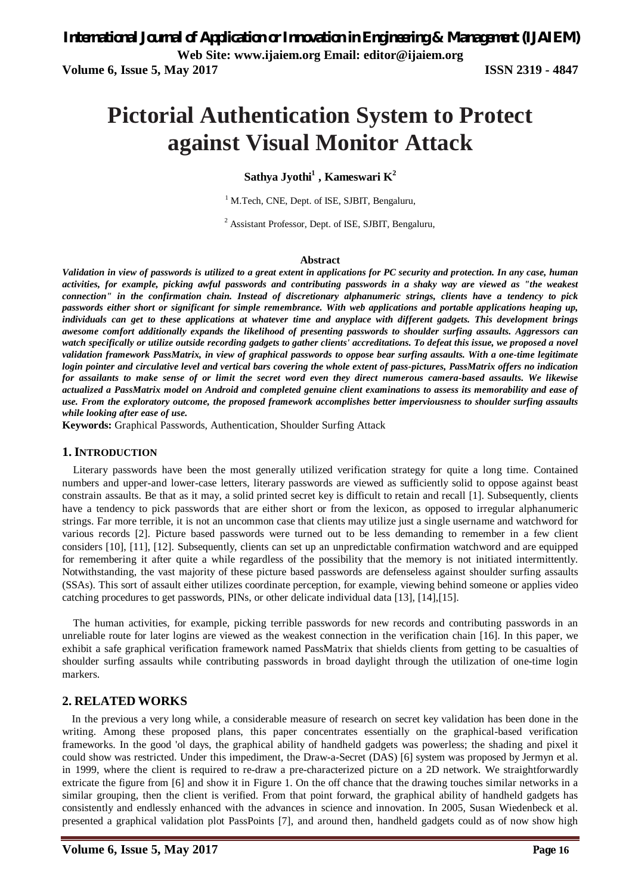# Pictorial Authentication System to Protect against Visual Monitor Attack

**Sathya Jyothi[1] , Kameswari K[2]**

[1] M.Tech, CNE, Dept. of ISE, SJBIT, Bengaluru,

[2] Assistant Professor, Dept. of ISE, SJBIT, Bengaluru,

## Abstract

***Validation in view of passwords is utilized to a great extent in applications for PC security and protection. In any case, human activities, for example, picking awful passwords and contributing passwords in a shaky way are viewed as "the weakest connection" in the confirmation chain. Instead of discretionary alphanumeric strings, clients have a tendency to pick passwords either short or significant for simple remembrance. With web applications and portable applications heaping up, individuals can get to these applications at whatever time and anyplace with different gadgets. This development brings awesome comfort additionally expands the likelihood of presenting passwords to shoulder surfing assaults. Aggressors can watch specifically or utilize outside recording gadgets to gather clients' accreditations. To defeat this issue, we proposed a novel validation framework PassMatrix, in view of graphical passwords to oppose bear surfing assaults. With a one-time legitimate login pointer and circulative level and vertical bars covering the whole extent of pass-pictures, PassMatrix offers no indication for assailants to make sense of or limit the secret word even they direct numerous camera-based assaults. We likewise actualized a PassMatrix model on Android and completed genuine client examinations to assess its memorability and ease of use. From the exploratory outcome, the proposed framework accomplishes better imperviousness to shoulder surfing assaults while looking after ease of use.***

**Keywords:** Graphical Passwords, Authentication, Shoulder Surfing Attack

## 1. INTRODUCTION

Literary passwords have been the most generally utilized verification strategy for quite a long time. Contained numbers and upper-and lower-case letters, literary passwords are viewed as sufficiently solid to oppose against beast constrain assaults. Be that as it may, a solid printed secret key is difficult to retain and recall [1]. Subsequently, clients have a tendency to pick passwords that are either short or from the lexicon, as opposed to irregular alphanumeric strings. Far more terrible, it is not an uncommon case that clients may utilize just a single username and watchword for various records [2]. Picture based passwords were turned out to be less demanding to remember in a few client considers [10], [11], [12]. Subsequently, clients can set up an unpredictable confirmation watchword and are equipped for remembering it after quite a while regardless of the possibility that the memory is not initiated intermittently. Notwithstanding, the vast majority of these picture based passwords are defenseless against shoulder surfing assaults (SSAs). This sort of assault either utilizes coordinate perception, for example, viewing behind someone or applies video catching procedures to get passwords, PINs, or other delicate individual data [13], [14],[15].

The human activities, for example, picking terrible passwords for new records and contributing passwords in an unreliable route for later logins are viewed as the weakest connection in the verification chain [16]. In this paper, we exhibit a safe graphical verification framework named PassMatrix that shields clients from getting to be casualties of shoulder surfing assaults while contributing passwords in broad daylight through the utilization of one-time login markers.

## 2. RELATED WORKS

In the previous a very long while, a considerable measure of research on secret key validation has been done in the writing. Among these proposed plans, this paper concentrates essentially on the graphical-based verification frameworks. In the good 'ol days, the graphical ability of handheld gadgets was powerless; the shading and pixel it could show was restricted. Under this impediment, the Draw-a-Secret (DAS) [6] system was proposed by Jermyn et al. in 1999, where the client is required to re-draw a pre-characterized picture on a 2D network. We straightforwardly extricate the figure from [6] and show it in Figure 1. On the off chance that the drawing touches similar networks in a similar grouping, then the client is verified. From that point forward, the graphical ability of handheld gadgets has consistently and endlessly enhanced with the advances in science and innovation. In 2005, Susan Wiedenbeck et al. presented a graphical validation plot PassPoints [7], and around then, handheld gadgets could as of now show high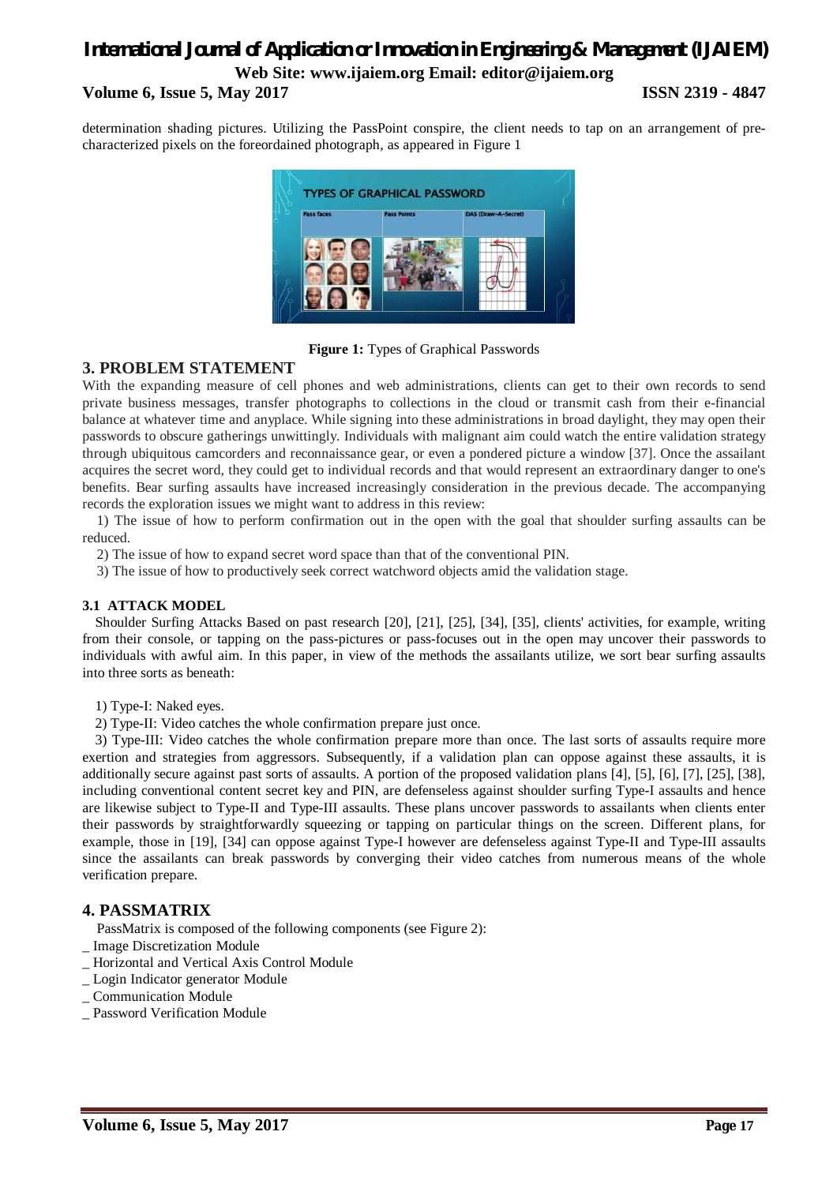determination shading pictures. Utilizing the PassPoint conspire, the client needs to tap on an arrangement of pre-characterized pixels on the foreordained photograph, as appeared in Figure 1

**Figure 1:** Types of Graphical Passwords

## 3. PROBLEM STATEMENT

With the expanding measure of cell phones and web administrations, clients can get to their own records to send private business messages, transfer photographs to collections in the cloud or transmit cash from their e-financial balance at whatever time and anyplace. While signing into these administrations in broad daylight, they may open their passwords to obscure gatherings unwittingly. Individuals with malignant aim could watch the entire validation strategy through ubiquitous camcorders and reconnaissance gear, or even a pondered picture a window [37]. Once the assailant acquires the secret word, they could get to individual records and that would represent an extraordinary danger to one's benefits. Bear surfing assaults have increased increasingly consideration in the previous decade. The accompanying records the exploration issues we might want to address in this review:

1) The issue of how to perform confirmation out in the open with the goal that shoulder surfing assaults can be reduced.

2) The issue of how to expand secret word space than that of the conventional PIN.

3) The issue of how to productively seek correct watchword objects amid the validation stage.

### 3.1 ATTACK MODEL

Shoulder Surfing Attacks Based on past research [20], [21], [25], [34], [35], clients' activities, for example, writing from their console, or tapping on the pass-pictures or pass-focuses out in the open may uncover their passwords to individuals with awful aim. In this paper, in view of the methods the assailants utilize, we sort bear surfing assaults into three sorts as beneath:

1) Type-I: Naked eyes.

2) Type-II: Video catches the whole confirmation prepare just once.

3) Type-III: Video catches the whole confirmation prepare more than once. The last sorts of assaults require more exertion and strategies from aggressors. Subsequently, if a validation plan can oppose against these assaults, it is additionally secure against past sorts of assaults. A portion of the proposed validation plans [4], [5], [6], [7], [25], [38], including conventional content secret key and PIN, are defenseless against shoulder surfing Type-I assaults and hence are likewise subject to Type-II and Type-III assaults. These plans uncover passwords to assailants when clients enter their passwords by straightforwardly squeezing or tapping on particular things on the screen. Different plans, for example, those in [19], [34] can oppose against Type-I however are defenseless against Type-II and Type-III assaults since the assailants can break passwords by converging their video catches from numerous means of the whole verification prepare.

## 4. PASSMATRIX

PassMatrix is composed of the following components (see Figure 2):

_ Image Discretization Module
_ Horizontal and Vertical Axis Control Module
_ Login Indicator generator Module
_ Communication Module
_ Password Verification Module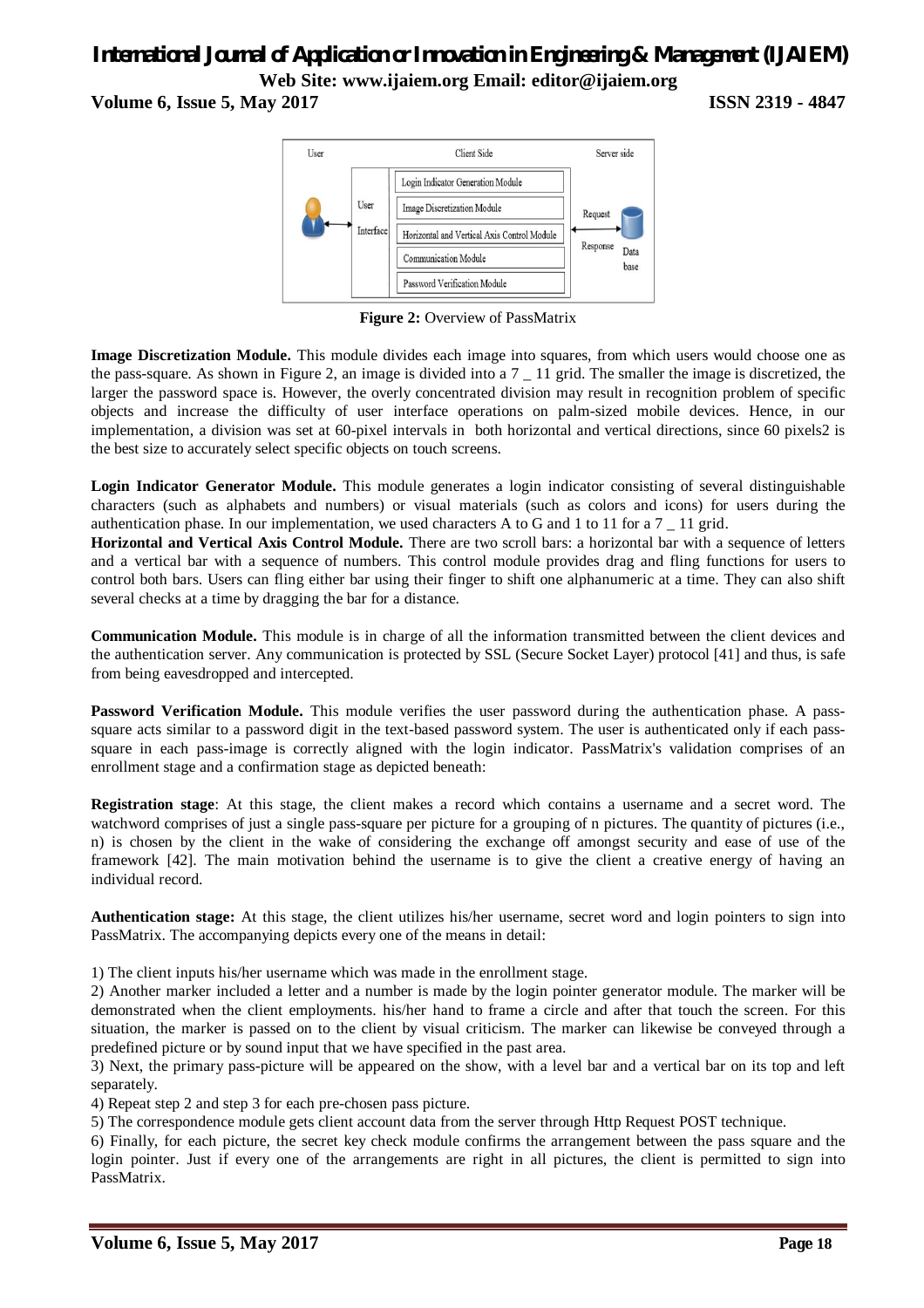**Figure 2:** Overview of PassMatrix

**Image Discretization Module.** This module divides each image into squares, from which users would choose one as the pass-square. As shown in Figure 2, an image is divided into a 7 _ 11 grid. The smaller the image is discretized, the larger the password space is. However, the overly concentrated division may result in recognition problem of specific objects and increase the difficulty of user interface operations on palm-sized mobile devices. Hence, in our implementation, a division was set at 60-pixel intervals in both horizontal and vertical directions, since 60 pixels2 is the best size to accurately select specific objects on touch screens.

**Login Indicator Generator Module.** This module generates a login indicator consisting of several distinguishable characters (such as alphabets and numbers) or visual materials (such as colors and icons) for users during the authentication phase. In our implementation, we used characters A to G and 1 to 11 for a 7 _ 11 grid.

**Horizontal and Vertical Axis Control Module.** There are two scroll bars: a horizontal bar with a sequence of letters and a vertical bar with a sequence of numbers. This control module provides drag and fling functions for users to control both bars. Users can fling either bar using their finger to shift one alphanumeric at a time. They can also shift several checks at a time by dragging the bar for a distance.

**Communication Module.** This module is in charge of all the information transmitted between the client devices and the authentication server. Any communication is protected by SSL (Secure Socket Layer) protocol [41] and thus, is safe from being eavesdropped and intercepted.

**Password Verification Module.** This module verifies the user password during the authentication phase. A pass-square acts similar to a password digit in the text-based password system. The user is authenticated only if each pass-square in each pass-image is correctly aligned with the login indicator. PassMatrix's validation comprises of an enrollment stage and a confirmation stage as depicted beneath:

**Registration stage**: At this stage, the client makes a record which contains a username and a secret word. The watchword comprises of just a single pass-square per picture for a grouping of n pictures. The quantity of pictures (i.e., n) is chosen by the client in the wake of considering the exchange off amongst security and ease of use of the framework [42]. The main motivation behind the username is to give the client a creative energy of having an individual record.

**Authentication stage:** At this stage, the client utilizes his/her username, secret word and login pointers to sign into PassMatrix. The accompanying depicts every one of the means in detail:

1) The client inputs his/her username which was made in the enrollment stage.
2) Another marker included a letter and a number is made by the login pointer generator module. The marker will be demonstrated when the client employments. his/her hand to frame a circle and after that touch the screen. For this situation, the marker is passed on to the client by visual criticism. The marker can likewise be conveyed through a predefined picture or by sound input that we have specified in the past area.
3) Next, the primary pass-picture will be appeared on the show, with a level bar and a vertical bar on its top and left separately.
4) Repeat step 2 and step 3 for each pre-chosen pass picture.
5) The correspondence module gets client account data from the server through Http Request POST technique.
6) Finally, for each picture, the secret key check module confirms the arrangement between the pass square and the login pointer. Just if every one of the arrangements are right in all pictures, the client is permitted to sign into PassMatrix.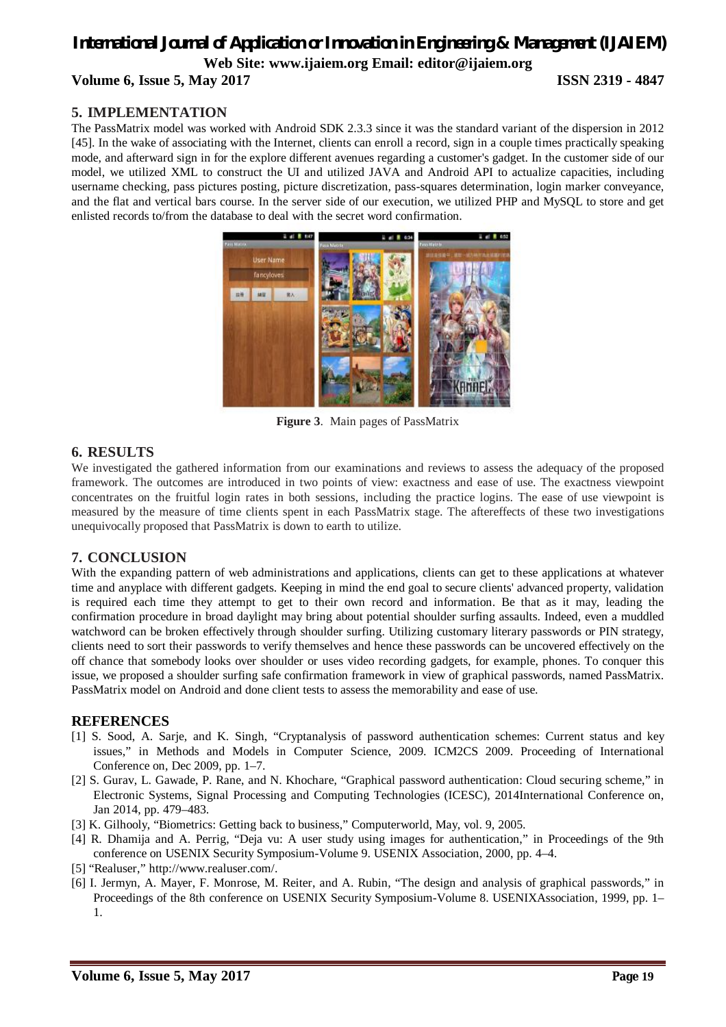## 5. IMPLEMENTATION

The PassMatrix model was worked with Android SDK 2.3.3 since it was the standard variant of the dispersion in 2012 [45]. In the wake of associating with the Internet, clients can enroll a record, sign in a couple times practically speaking mode, and afterward sign in for the explore different avenues regarding a customer's gadget. In the customer side of our model, we utilized XML to construct the UI and utilized JAVA and Android API to actualize capacities, including username checking, pass pictures posting, picture discretization, pass-squares determination, login marker conveyance, and the flat and vertical bars course. In the server side of our execution, we utilized PHP and MySQL to store and get enlisted records to/from the database to deal with the secret word confirmation.

**Figure 3**. Main pages of PassMatrix

## 6. RESULTS

We investigated the gathered information from our examinations and reviews to assess the adequacy of the proposed framework. The outcomes are introduced in two points of view: exactness and ease of use. The exactness viewpoint concentrates on the fruitful login rates in both sessions, including the practice logins. The ease of use viewpoint is measured by the measure of time clients spent in each PassMatrix stage. The aftereffects of these two investigations unequivocally proposed that PassMatrix is down to earth to utilize.

## 7. CONCLUSION

With the expanding pattern of web administrations and applications, clients can get to these applications at whatever time and anyplace with different gadgets. Keeping in mind the end goal to secure clients' advanced property, validation is required each time they attempt to get to their own record and information. Be that as it may, leading the confirmation procedure in broad daylight may bring about potential shoulder surfing assaults. Indeed, even a muddled watchword can be broken effectively through shoulder surfing. Utilizing customary literary passwords or PIN strategy, clients need to sort their passwords to verify themselves and hence these passwords can be uncovered effectively on the off chance that somebody looks over shoulder or uses video recording gadgets, for example, phones. To conquer this issue, we proposed a shoulder surfing safe confirmation framework in view of graphical passwords, named PassMatrix. PassMatrix model on Android and done client tests to assess the memorability and ease of use.

## REFERENCES

[1] S. Sood, A. Sarje, and K. Singh, "Cryptanalysis of password authentication schemes: Current status and key issues," in Methods and Models in Computer Science, 2009. ICM2CS 2009. Proceeding of International Conference on, Dec 2009, pp. 1–7.

[2] S. Gurav, L. Gawade, P. Rane, and N. Khochare, "Graphical password authentication: Cloud securing scheme," in Electronic Systems, Signal Processing and Computing Technologies (ICESC), 2014International Conference on, Jan 2014, pp. 479–483.

[3] K. Gilhooly, "Biometrics: Getting back to business," Computerworld, May, vol. 9, 2005.

[4] R. Dhamija and A. Perrig, "Deja vu: A user study using images for authentication," in Proceedings of the 9th conference on USENIX Security Symposium-Volume 9. USENIX Association, 2000, pp. 4–4.

[5] "Realuser," http://www.realuser.com/.

[6] I. Jermyn, A. Mayer, F. Monrose, M. Reiter, and A. Rubin, "The design and analysis of graphical passwords," in Proceedings of the 8th conference on USENIX Security Symposium-Volume 8. USENIXAssociation, 1999, pp. 1–1.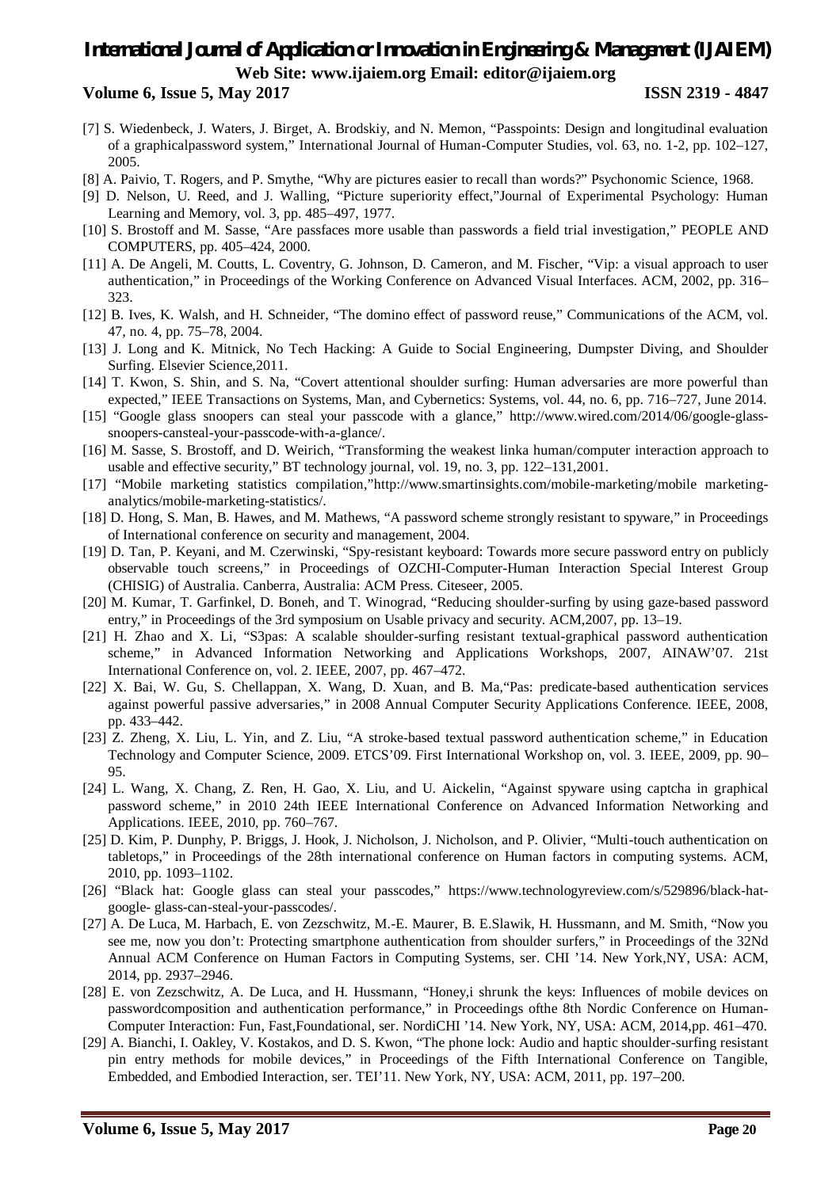[7] S. Wiedenbeck, J. Waters, J. Birget, A. Brodskiy, and N. Memon, "Passpoints: Design and longitudinal evaluation of a graphicalpassword system," International Journal of Human-Computer Studies, vol. 63, no. 1-2, pp. 102–127, 2005.

[8] A. Paivio, T. Rogers, and P. Smythe, "Why are pictures easier to recall than words?" Psychonomic Science, 1968.

[9] D. Nelson, U. Reed, and J. Walling, "Picture superiority effect,"Journal of Experimental Psychology: Human Learning and Memory, vol. 3, pp. 485–497, 1977.

[10] S. Brostoff and M. Sasse, "Are passfaces more usable than passwords a field trial investigation," PEOPLE AND COMPUTERS, pp. 405–424, 2000.

[11] A. De Angeli, M. Coutts, L. Coventry, G. Johnson, D. Cameron, and M. Fischer, "Vip: a visual approach to user authentication," in Proceedings of the Working Conference on Advanced Visual Interfaces. ACM, 2002, pp. 316–323.

[12] B. Ives, K. Walsh, and H. Schneider, "The domino effect of password reuse," Communications of the ACM, vol. 47, no. 4, pp. 75–78, 2004.

[13] J. Long and K. Mitnick, No Tech Hacking: A Guide to Social Engineering, Dumpster Diving, and Shoulder Surfing. Elsevier Science,2011.

[14] T. Kwon, S. Shin, and S. Na, "Covert attentional shoulder surfing: Human adversaries are more powerful than expected," IEEE Transactions on Systems, Man, and Cybernetics: Systems, vol. 44, no. 6, pp. 716–727, June 2014.

[15] "Google glass snoopers can steal your passcode with a glance," http://www.wired.com/2014/06/google-glass-snoopers-cansteal-your-passcode-with-a-glance/.

[16] M. Sasse, S. Brostoff, and D. Weirich, "Transforming the weakest linka human/computer interaction approach to usable and effective security," BT technology journal, vol. 19, no. 3, pp. 122–131,2001.

[17] "Mobile marketing statistics compilation,"http://www.smartinsights.com/mobile-marketing/mobile marketing-analytics/mobile-marketing-statistics/.

[18] D. Hong, S. Man, B. Hawes, and M. Mathews, "A password scheme strongly resistant to spyware," in Proceedings of International conference on security and management, 2004.

[19] D. Tan, P. Keyani, and M. Czerwinski, "Spy-resistant keyboard: Towards more secure password entry on publicly observable touch screens," in Proceedings of OZCHI-Computer-Human Interaction Special Interest Group (CHISIG) of Australia. Canberra, Australia: ACM Press. Citeseer, 2005.

[20] M. Kumar, T. Garfinkel, D. Boneh, and T. Winograd, "Reducing shoulder-surfing by using gaze-based password entry," in Proceedings of the 3rd symposium on Usable privacy and security. ACM,2007, pp. 13–19.

[21] H. Zhao and X. Li, "S3pas: A scalable shoulder-surfing resistant textual-graphical password authentication scheme," in Advanced Information Networking and Applications Workshops, 2007, AINAW'07. 21st International Conference on, vol. 2. IEEE, 2007, pp. 467–472.

[22] X. Bai, W. Gu, S. Chellappan, X. Wang, D. Xuan, and B. Ma,"Pas: predicate-based authentication services against powerful passive adversaries," in 2008 Annual Computer Security Applications Conference. IEEE, 2008, pp. 433–442.

[23] Z. Zheng, X. Liu, L. Yin, and Z. Liu, "A stroke-based textual password authentication scheme," in Education Technology and Computer Science, 2009. ETCS'09. First International Workshop on, vol. 3. IEEE, 2009, pp. 90–95.

[24] L. Wang, X. Chang, Z. Ren, H. Gao, X. Liu, and U. Aickelin, "Against spyware using captcha in graphical password scheme," in 2010 24th IEEE International Conference on Advanced Information Networking and Applications. IEEE, 2010, pp. 760–767.

[25] D. Kim, P. Dunphy, P. Briggs, J. Hook, J. Nicholson, J. Nicholson, and P. Olivier, "Multi-touch authentication on tabletops," in Proceedings of the 28th international conference on Human factors in computing systems. ACM, 2010, pp. 1093–1102.

[26] "Black hat: Google glass can steal your passcodes," https://www.technologyreview.com/s/529896/black-hat-google- glass-can-steal-your-passcodes/.

[27] A. De Luca, M. Harbach, E. von Zezschwitz, M.-E. Maurer, B. E.Slawik, H. Hussmann, and M. Smith, "Now you see me, now you don't: Protecting smartphone authentication from shoulder surfers," in Proceedings of the 32Nd Annual ACM Conference on Human Factors in Computing Systems, ser. CHI '14. New York,NY, USA: ACM, 2014, pp. 2937–2946.

[28] E. von Zezschwitz, A. De Luca, and H. Hussmann, "Honey,i shrunk the keys: Influences of mobile devices on passwordcomposition and authentication performance," in Proceedings ofthe 8th Nordic Conference on Human-Computer Interaction: Fun, Fast,Foundational, ser. NordiCHI '14. New York, NY, USA: ACM, 2014,pp. 461–470.

[29] A. Bianchi, I. Oakley, V. Kostakos, and D. S. Kwon, "The phone lock: Audio and haptic shoulder-surfing resistant pin entry methods for mobile devices," in Proceedings of the Fifth International Conference on Tangible, Embedded, and Embodied Interaction, ser. TEI'11. New York, NY, USA: ACM, 2011, pp. 197–200.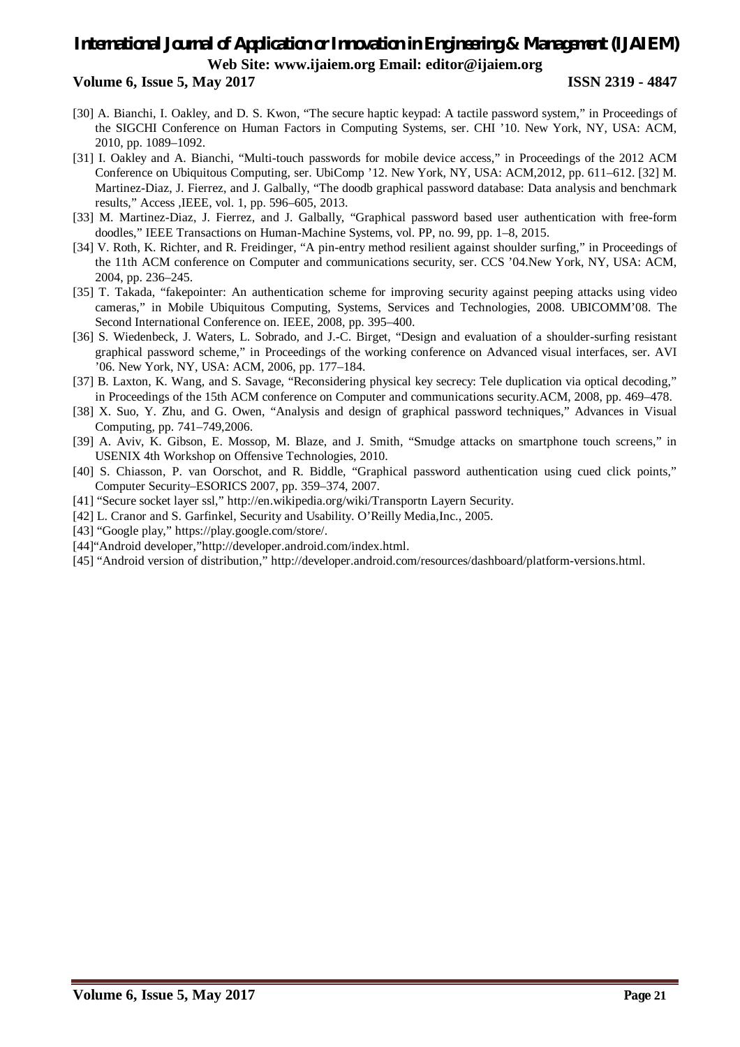[30] A. Bianchi, I. Oakley, and D. S. Kwon, “The secure haptic keypad: A tactile password system,” in Proceedings of the SIGCHI Conference on Human Factors in Computing Systems, ser. CHI ’10. New York, NY, USA: ACM, 2010, pp. 1089–1092.

[31] I. Oakley and A. Bianchi, “Multi-touch passwords for mobile device access,” in Proceedings of the 2012 ACM Conference on Ubiquitous Computing, ser. UbiComp ’12. New York, NY, USA: ACM,2012, pp. 611–612. [32] M. Martinez-Diaz, J. Fierrez, and J. Galbally, “The doodb graphical password database: Data analysis and benchmark results,” Access ,IEEE, vol. 1, pp. 596–605, 2013.

[33] M. Martinez-Diaz, J. Fierrez, and J. Galbally, “Graphical password based user authentication with free-form doodles,” IEEE Transactions on Human-Machine Systems, vol. PP, no. 99, pp. 1–8, 2015.

[34] V. Roth, K. Richter, and R. Freidinger, “A pin-entry method resilient against shoulder surfing,” in Proceedings of the 11th ACM conference on Computer and communications security, ser. CCS ’04.New York, NY, USA: ACM, 2004, pp. 236–245.

[35] T. Takada, “fakepointer: An authentication scheme for improving security against peeping attacks using video cameras,” in Mobile Ubiquitous Computing, Systems, Services and Technologies, 2008. UBICOMM’08. The Second International Conference on. IEEE, 2008, pp. 395–400.

[36] S. Wiedenbeck, J. Waters, L. Sobrado, and J.-C. Birget, “Design and evaluation of a shoulder-surfing resistant graphical password scheme,” in Proceedings of the working conference on Advanced visual interfaces, ser. AVI ’06. New York, NY, USA: ACM, 2006, pp. 177–184.

[37] B. Laxton, K. Wang, and S. Savage, “Reconsidering physical key secrecy: Tele duplication via optical decoding,” in Proceedings of the 15th ACM conference on Computer and communications security.ACM, 2008, pp. 469–478.

[38] X. Suo, Y. Zhu, and G. Owen, “Analysis and design of graphical password techniques,” Advances in Visual Computing, pp. 741–749,2006.

[39] A. Aviv, K. Gibson, E. Mossop, M. Blaze, and J. Smith, “Smudge attacks on smartphone touch screens,” in USENIX 4th Workshop on Offensive Technologies, 2010.

[40] S. Chiasson, P. van Oorschot, and R. Biddle, “Graphical password authentication using cued click points,” Computer Security–ESORICS 2007, pp. 359–374, 2007.

[41] “Secure socket layer ssl,” http://en.wikipedia.org/wiki/Transportn Layern Security.

[42] L. Cranor and S. Garfinkel, Security and Usability. O’Reilly Media,Inc., 2005.

[43] “Google play,” https://play.google.com/store/.

[44]“Android developer,”http://developer.android.com/index.html.

[45] “Android version of distribution,” http://developer.android.com/resources/dashboard/platform-versions.html.